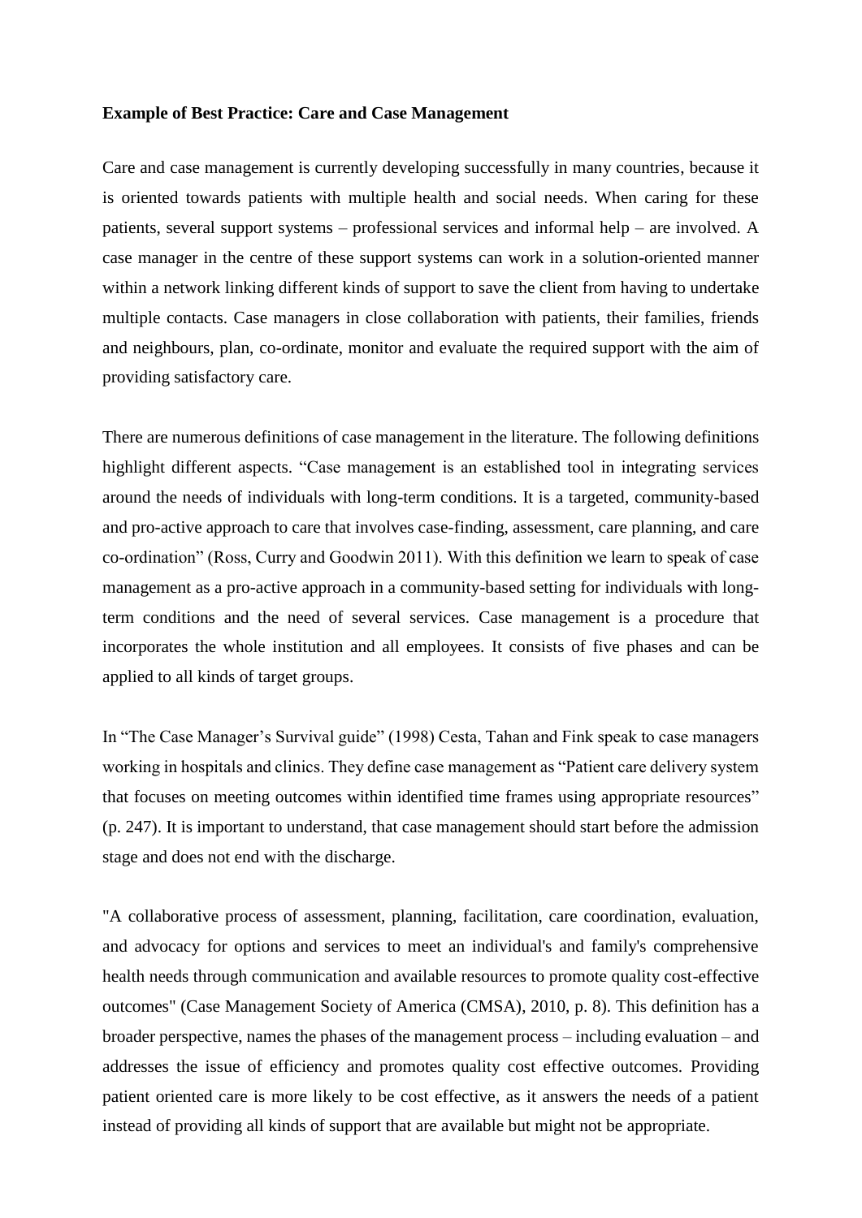**Example of Best Practice: Care and Case Management**

Care and case management is currently developing successfully in many countries, because it is oriented towards patients with multiple health and social needs. When caring for these patients, several support systems – professional services and informal help – are involved. A case manager in the centre of these support systems can work in a solution-oriented manner within a network linking different kinds of support to save the client from having to undertake multiple contacts. Case managers in close collaboration with patients, their families, friends and neighbours, plan, co-ordinate, monitor and evaluate the required support with the aim of providing satisfactory care.

There are numerous definitions of case management in the literature. The following definitions highlight different aspects. "Case management is an established tool in integrating services around the needs of individuals with long-term conditions. It is a targeted, community-based and pro-active approach to care that involves case-finding, assessment, care planning, and care co-ordination" (Ross, Curry and Goodwin 2011). With this definition we learn to speak of case management as a pro-active approach in a community-based setting for individuals with long-term conditions and the need of several services. Case management is a procedure that incorporates the whole institution and all employees. It consists of five phases and can be applied to all kinds of target groups.

In "The Case Manager's Survival guide" (1998) Cesta, Tahan and Fink speak to case managers working in hospitals and clinics. They define case management as "Patient care delivery system that focuses on meeting outcomes within identified time frames using appropriate resources" (p. 247). It is important to understand, that case management should start before the admission stage and does not end with the discharge.

"A collaborative process of assessment, planning, facilitation, care coordination, evaluation, and advocacy for options and services to meet an individual's and family's comprehensive health needs through communication and available resources to promote quality cost-effective outcomes" (Case Management Society of America (CMSA), 2010, p. 8). This definition has a broader perspective, names the phases of the management process – including evaluation – and addresses the issue of efficiency and promotes quality cost effective outcomes. Providing patient oriented care is more likely to be cost effective, as it answers the needs of a patient instead of providing all kinds of support that are available but might not be appropriate.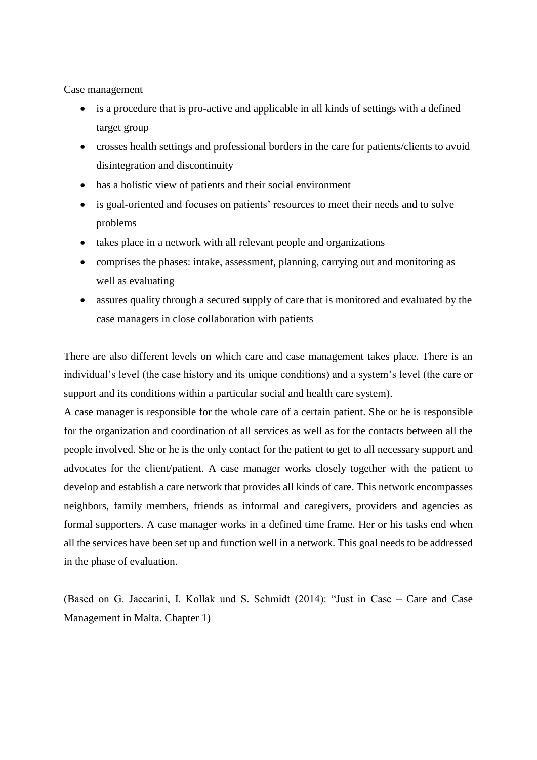Case management

- is a procedure that is pro-active and applicable in all kinds of settings with a defined target group
- crosses health settings and professional borders in the care for patients/clients to avoid disintegration and discontinuity
- has a holistic view of patients and their social environment
- is goal-oriented and focuses on patients' resources to meet their needs and to solve problems
- takes place in a network with all relevant people and organizations
- comprises the phases: intake, assessment, planning, carrying out and monitoring as well as evaluating
- assures quality through a secured supply of care that is monitored and evaluated by the case managers in close collaboration with patients

There are also different levels on which care and case management takes place. There is an individual's level (the case history and its unique conditions) and a system's level (the care or support and its conditions within a particular social and health care system).
A case manager is responsible for the whole care of a certain patient. She or he is responsible for the organization and coordination of all services as well as for the contacts between all the people involved. She or he is the only contact for the patient to get to all necessary support and advocates for the client/patient. A case manager works closely together with the patient to develop and establish a care network that provides all kinds of care. This network encompasses neighbors, family members, friends as informal and caregivers, providers and agencies as formal supporters. A case manager works in a defined time frame. Her or his tasks end when all the services have been set up and function well in a network. This goal needs to be addressed in the phase of evaluation.

(Based on G. Jaccarini, I. Kollak und S. Schmidt (2014): "Just in Case – Care and Case Management in Malta. Chapter 1)